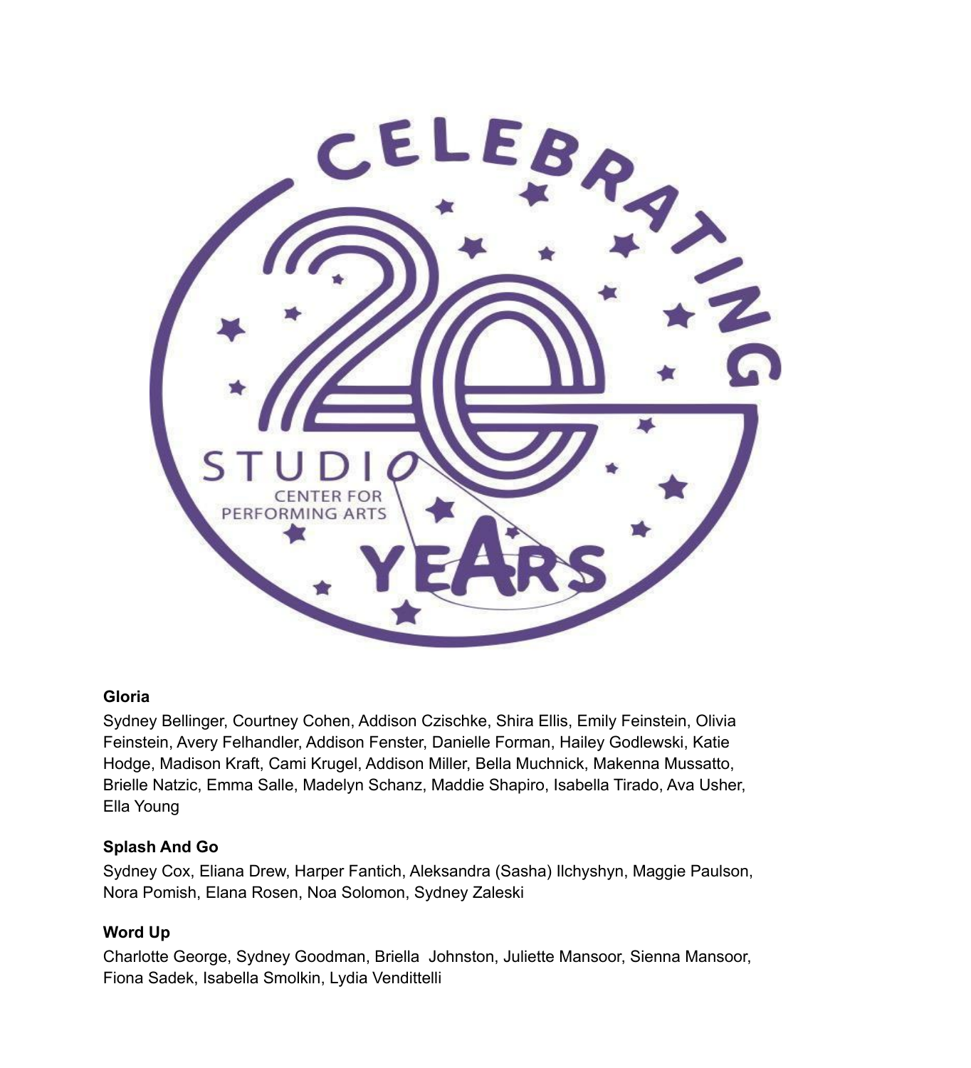CELEBRATING 20 YEARS

STUDIO CENTER FOR PERFORMING ARTS

**Gloria**

Sydney Bellinger, Courtney Cohen, Addison Czischke, Shira Ellis, Emily Feinstein, Olivia Feinstein, Avery Felhandler, Addison Fenster, Danielle Forman, Hailey Godlewski, Katie Hodge, Madison Kraft, Cami Krugel, Addison Miller, Bella Muchnick, Makenna Mussatto, Brielle Natzic, Emma Salle, Madelyn Schanz, Maddie Shapiro, Isabella Tirado, Ava Usher, Ella Young

**Splash And Go**

Sydney Cox, Eliana Drew, Harper Fantich, Aleksandra (Sasha) Ilchyshyn, Maggie Paulson, Nora Pomish, Elana Rosen, Noa Solomon, Sydney Zaleski

**Word Up**

Charlotte George, Sydney Goodman, Briella Johnston, Juliette Mansoor, Sienna Mansoor, Fiona Sadek, Isabella Smolkin, Lydia Vendittelli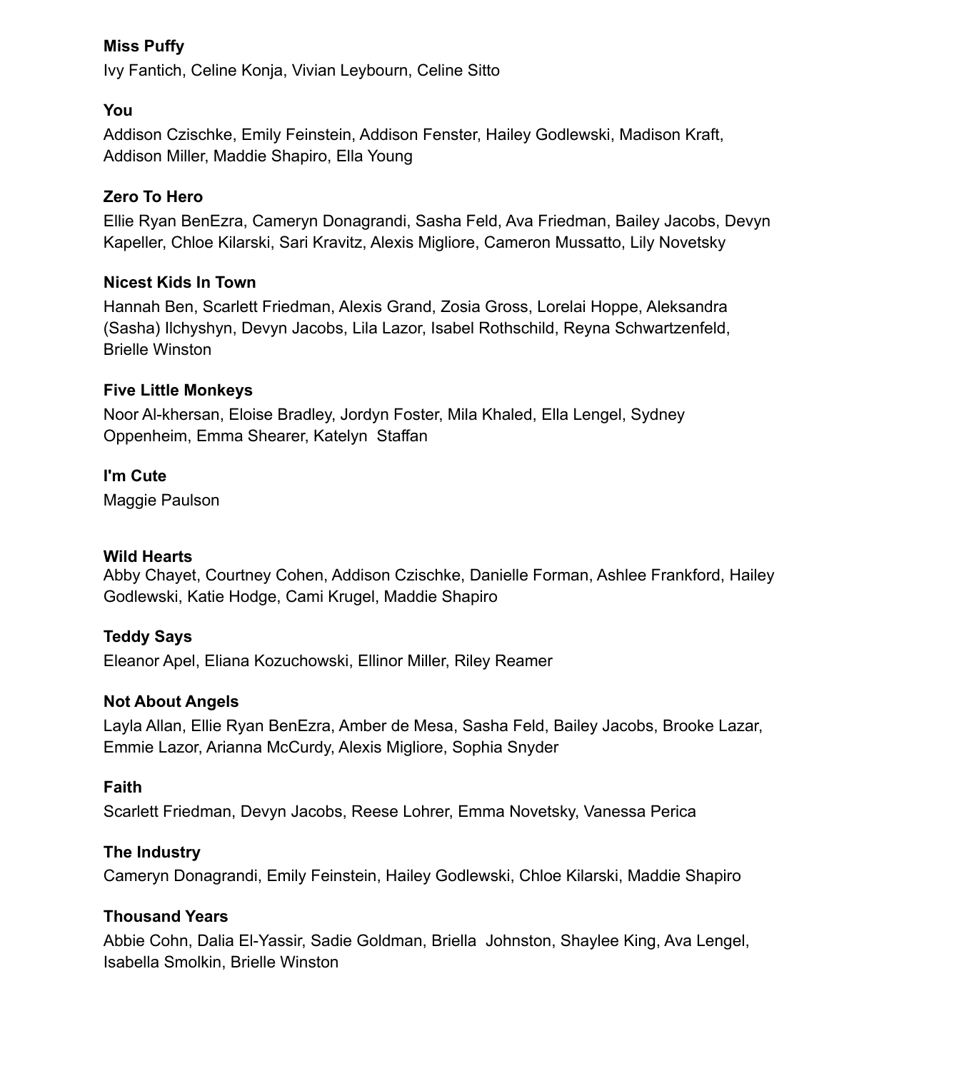**Miss Puffy**
Ivy Fantich, Celine Konja, Vivian Leybourn, Celine Sitto

**You**
Addison Czischke, Emily Feinstein, Addison Fenster, Hailey Godlewski, Madison Kraft, Addison Miller, Maddie Shapiro, Ella Young

**Zero To Hero**
Ellie Ryan BenEzra, Cameryn Donagrandi, Sasha Feld, Ava Friedman, Bailey Jacobs, Devyn Kapeller, Chloe Kilarski, Sari Kravitz, Alexis Migliore, Cameron Mussatto, Lily Novetsky

**Nicest Kids In Town**
Hannah Ben, Scarlett Friedman, Alexis Grand, Zosia Gross, Lorelai Hoppe, Aleksandra (Sasha) Ilchyshyn, Devyn Jacobs, Lila Lazor, Isabel Rothschild, Reyna Schwartzenfeld, Brielle Winston

**Five Little Monkeys**
Noor Al-khersan, Eloise Bradley, Jordyn Foster, Mila Khaled, Ella Lengel, Sydney Oppenheim, Emma Shearer, Katelyn Staffan

**I'm Cute**
Maggie Paulson

**Wild Hearts**
Abby Chayet, Courtney Cohen, Addison Czischke, Danielle Forman, Ashlee Frankford, Hailey Godlewski, Katie Hodge, Cami Krugel, Maddie Shapiro

**Teddy Says**
Eleanor Apel, Eliana Kozuchowski, Ellinor Miller, Riley Reamer

**Not About Angels**
Layla Allan, Ellie Ryan BenEzra, Amber de Mesa, Sasha Feld, Bailey Jacobs, Brooke Lazar, Emmie Lazor, Arianna McCurdy, Alexis Migliore, Sophia Snyder

**Faith**
Scarlett Friedman, Devyn Jacobs, Reese Lohrer, Emma Novetsky, Vanessa Perica

**The Industry**
Cameryn Donagrandi, Emily Feinstein, Hailey Godlewski, Chloe Kilarski, Maddie Shapiro

**Thousand Years**
Abbie Cohn, Dalia El-Yassir, Sadie Goldman, Briella Johnston, Shaylee King, Ava Lengel, Isabella Smolkin, Brielle Winston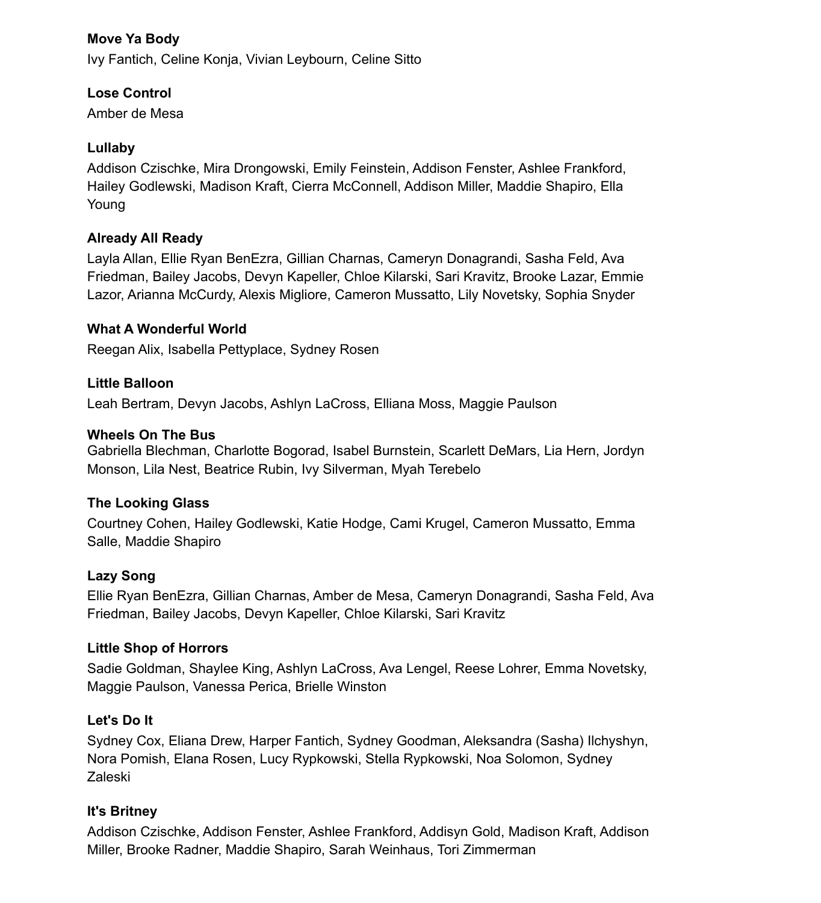**Move Ya Body**

Ivy Fantich, Celine Konja, Vivian Leybourn, Celine Sitto

**Lose Control**

Amber de Mesa

**Lullaby**

Addison Czischke, Mira Drongowski, Emily Feinstein, Addison Fenster, Ashlee Frankford, Hailey Godlewski, Madison Kraft, Cierra McConnell, Addison Miller, Maddie Shapiro, Ella Young

**Already All Ready**

Layla Allan, Ellie Ryan BenEzra, Gillian Charnas, Cameryn Donagrandi, Sasha Feld, Ava Friedman, Bailey Jacobs, Devyn Kapeller, Chloe Kilarski, Sari Kravitz, Brooke Lazar, Emmie Lazor, Arianna McCurdy, Alexis Migliore, Cameron Mussatto, Lily Novetsky, Sophia Snyder

**What A Wonderful World**

Reegan Alix, Isabella Pettyplace, Sydney Rosen

**Little Balloon**

Leah Bertram, Devyn Jacobs, Ashlyn LaCross, Elliana Moss, Maggie Paulson

**Wheels On The Bus**

Gabriella Blechman, Charlotte Bogorad, Isabel Burnstein, Scarlett DeMars, Lia Hern, Jordyn Monson, Lila Nest, Beatrice Rubin, Ivy Silverman, Myah Terebelo

**The Looking Glass**

Courtney Cohen, Hailey Godlewski, Katie Hodge, Cami Krugel, Cameron Mussatto, Emma Salle, Maddie Shapiro

**Lazy Song**

Ellie Ryan BenEzra, Gillian Charnas, Amber de Mesa, Cameryn Donagrandi, Sasha Feld, Ava Friedman, Bailey Jacobs, Devyn Kapeller, Chloe Kilarski, Sari Kravitz

**Little Shop of Horrors**

Sadie Goldman, Shaylee King, Ashlyn LaCross, Ava Lengel, Reese Lohrer, Emma Novetsky, Maggie Paulson, Vanessa Perica, Brielle Winston

**Let's Do It**

Sydney Cox, Eliana Drew, Harper Fantich, Sydney Goodman, Aleksandra (Sasha) Ilchyshyn, Nora Pomish, Elana Rosen, Lucy Rypkowski, Stella Rypkowski, Noa Solomon, Sydney Zaleski

**It's Britney**

Addison Czischke, Addison Fenster, Ashlee Frankford, Addisyn Gold, Madison Kraft, Addison Miller, Brooke Radner, Maddie Shapiro, Sarah Weinhaus, Tori Zimmerman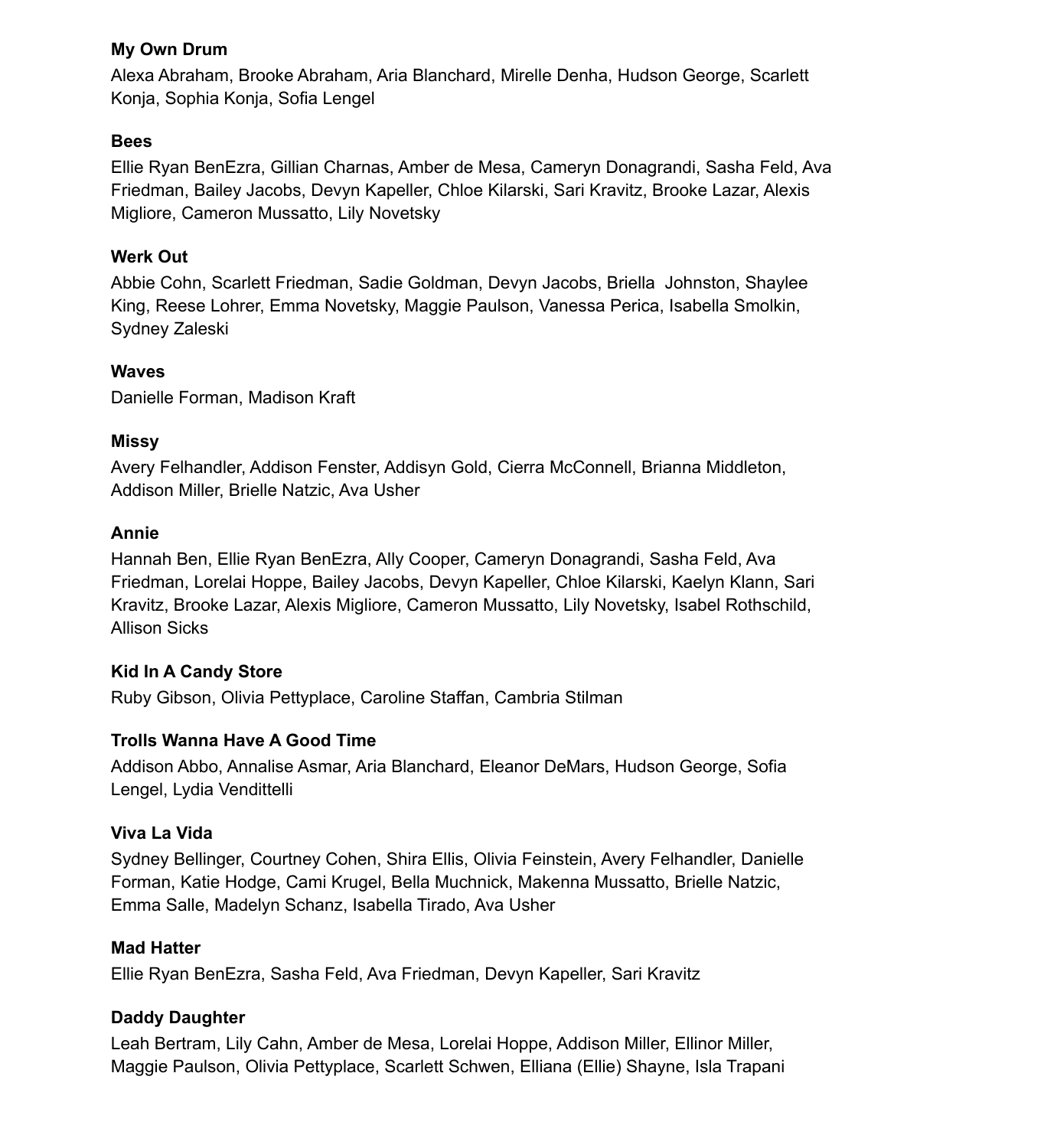**My Own Drum**

Alexa Abraham, Brooke Abraham, Aria Blanchard, Mirelle Denha, Hudson George, Scarlett Konja, Sophia Konja, Sofia Lengel

**Bees**

Ellie Ryan BenEzra, Gillian Charnas, Amber de Mesa, Cameryn Donagrandi, Sasha Feld, Ava Friedman, Bailey Jacobs, Devyn Kapeller, Chloe Kilarski, Sari Kravitz, Brooke Lazar, Alexis Migliore, Cameron Mussatto, Lily Novetsky

**Werk Out**

Abbie Cohn, Scarlett Friedman, Sadie Goldman, Devyn Jacobs, Briella Johnston, Shaylee King, Reese Lohrer, Emma Novetsky, Maggie Paulson, Vanessa Perica, Isabella Smolkin, Sydney Zaleski

**Waves**

Danielle Forman, Madison Kraft

**Missy**

Avery Felhandler, Addison Fenster, Addisyn Gold, Cierra McConnell, Brianna Middleton, Addison Miller, Brielle Natzic, Ava Usher

**Annie**

Hannah Ben, Ellie Ryan BenEzra, Ally Cooper, Cameryn Donagrandi, Sasha Feld, Ava Friedman, Lorelai Hoppe, Bailey Jacobs, Devyn Kapeller, Chloe Kilarski, Kaelyn Klann, Sari Kravitz, Brooke Lazar, Alexis Migliore, Cameron Mussatto, Lily Novetsky, Isabel Rothschild, Allison Sicks

**Kid In A Candy Store**

Ruby Gibson, Olivia Pettyplace, Caroline Staffan, Cambria Stilman

**Trolls Wanna Have A Good Time**

Addison Abbo, Annalise Asmar, Aria Blanchard, Eleanor DeMars, Hudson George, Sofia Lengel, Lydia Vendittelli

**Viva La Vida**

Sydney Bellinger, Courtney Cohen, Shira Ellis, Olivia Feinstein, Avery Felhandler, Danielle Forman, Katie Hodge, Cami Krugel, Bella Muchnick, Makenna Mussatto, Brielle Natzic, Emma Salle, Madelyn Schanz, Isabella Tirado, Ava Usher

**Mad Hatter**

Ellie Ryan BenEzra, Sasha Feld, Ava Friedman, Devyn Kapeller, Sari Kravitz

**Daddy Daughter**

Leah Bertram, Lily Cahn, Amber de Mesa, Lorelai Hoppe, Addison Miller, Ellinor Miller, Maggie Paulson, Olivia Pettyplace, Scarlett Schwen, Elliana (Ellie) Shayne, Isla Trapani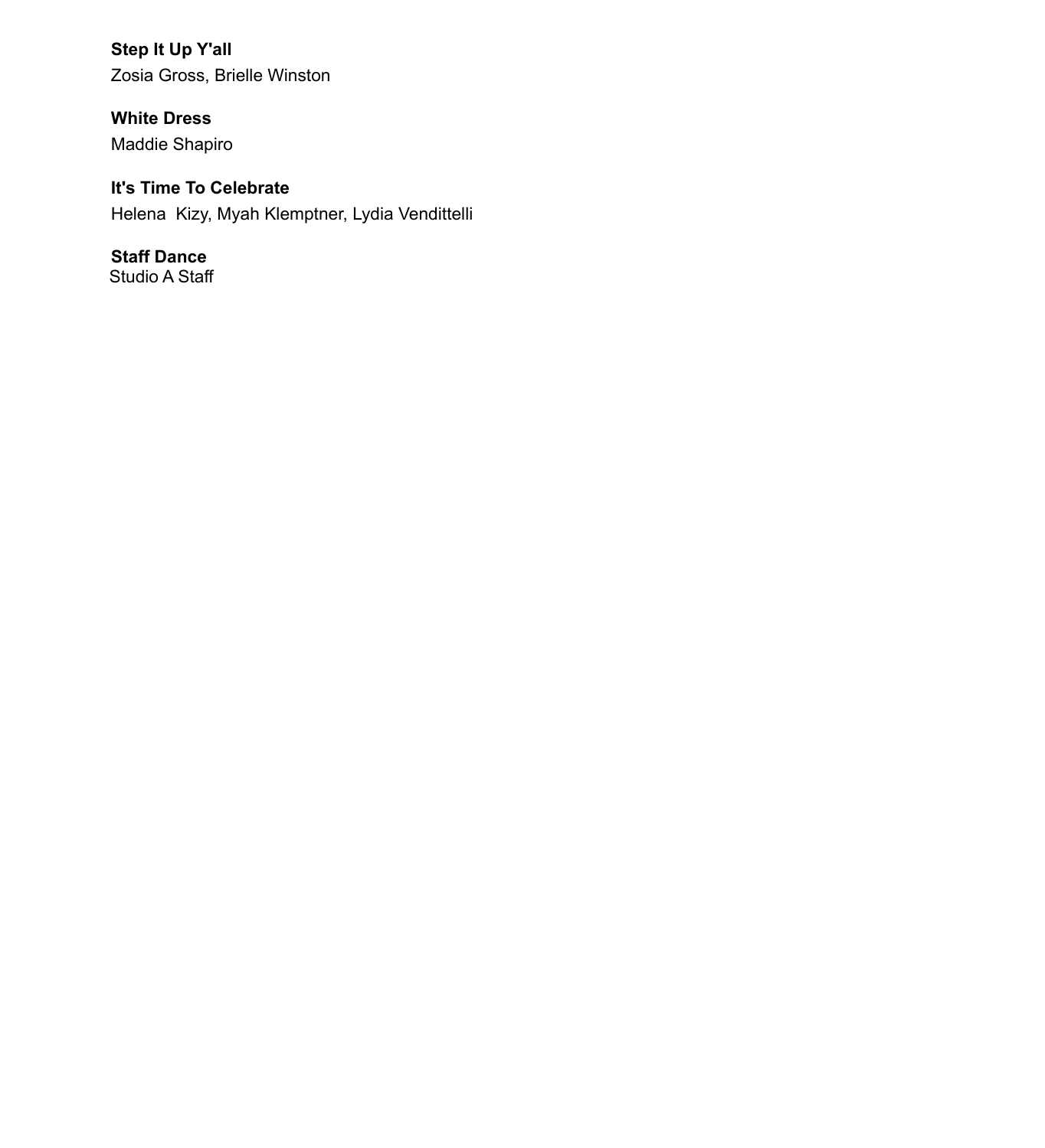**Step It Up Y'all**
Zosia Gross, Brielle Winston

**White Dress**
Maddie Shapiro

**It's Time To Celebrate**
Helena  Kizy, Myah Klemptner, Lydia Vendittelli

**Staff Dance**
Studio A Staff